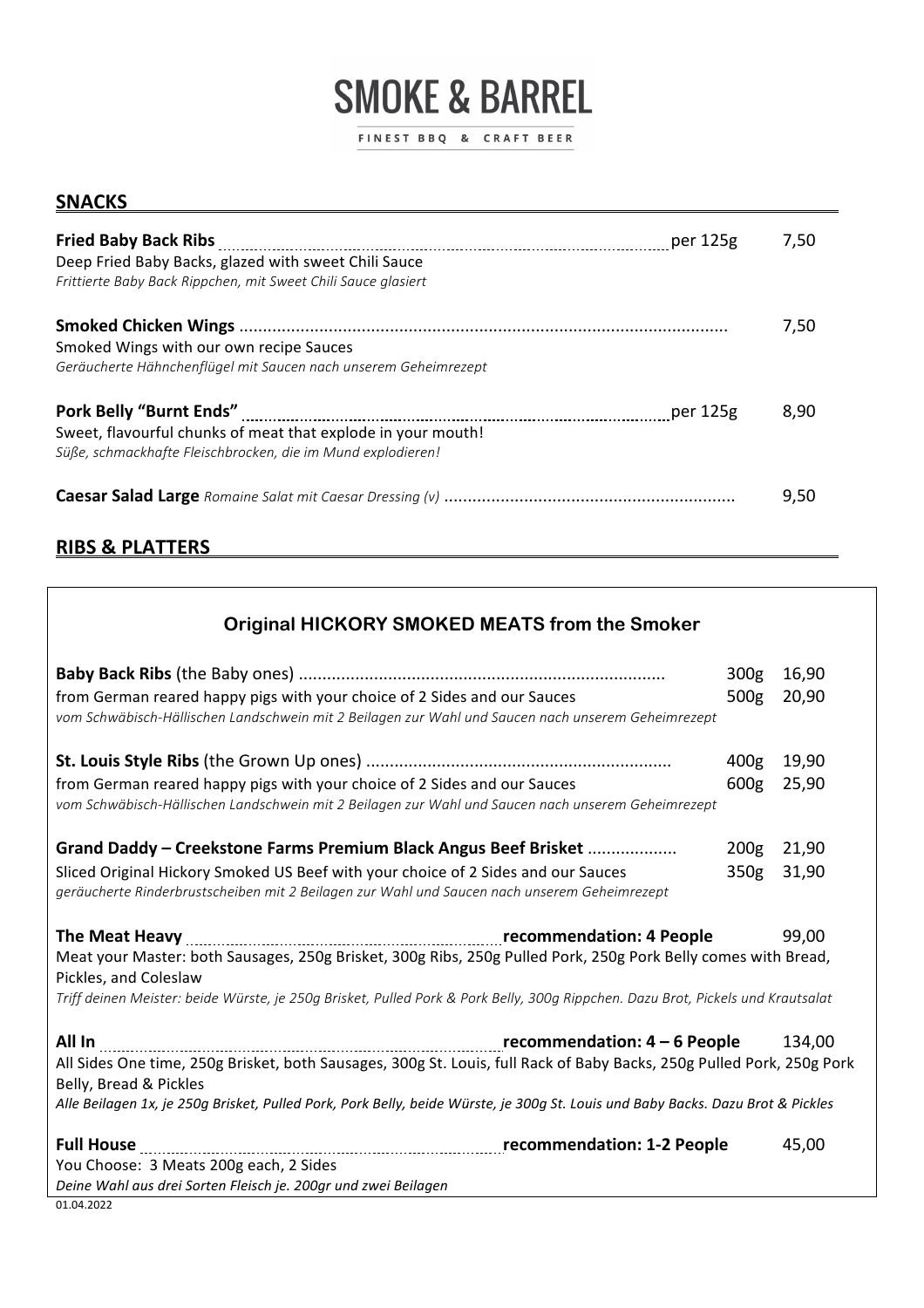# SMOKE & BARREL

FINEST BBQ & CRAFT BEER

## SNACKS

**Fried Baby Back Ribs** per 125g 7,50
Deep Fried Baby Backs, glazed with sweet Chili Sauce
*Frittierte Baby Back Rippchen, mit Sweet Chili Sauce glasiert*

**Smoked Chicken Wings** 7,50
Smoked Wings with our own recipe Sauces
*Geräucherte Hähnchenflügel mit Saucen nach unserem Geheimrezept*

**Pork Belly "Burnt Ends"** per 125g 8,90
Sweet, flavourful chunks of meat that explode in your mouth!
*Süße, schmackhafte Fleischbrocken, die im Mund explodieren!*

**Caesar Salad Large** *Romaine Salat mit Caesar Dressing (v)* 9,50

## RIBS & PLATTERS

### Original HICKORY SMOKED MEATS from the Smoker

**Baby Back Ribs** (the Baby ones) 300g 16,90 / 500g 20,90
from German reared happy pigs with your choice of 2 Sides and our Sauces
*vom Schwäbisch-Hällischen Landschwein mit 2 Beilagen zur Wahl und Saucen nach unserem Geheimrezept*

**St. Louis Style Ribs** (the Grown Up ones) 400g 19,90 / 600g 25,90
from German reared happy pigs with your choice of 2 Sides and our Sauces
*vom Schwäbisch-Hällischen Landschwein mit 2 Beilagen zur Wahl und Saucen nach unserem Geheimrezept*

**Grand Daddy – Creekstone Farms Premium Black Angus Beef Brisket** 200g 21,90 / 350g 31,90
Sliced Original Hickory Smoked US Beef with your choice of 2 Sides and our Sauces
*geräucherte Rinderbrustscheiben mit 2 Beilagen zur Wahl und Saucen nach unserem Geheimrezept*

**The Meat Heavy** **recommendation: 4 People** 99,00
Meat your Master: both Sausages, 250g Brisket, 300g Ribs, 250g Pulled Pork, 250g Pork Belly comes with Bread, Pickles, and Coleslaw
*Triff deinen Meister: beide Würste, je 250g Brisket, Pulled Pork & Pork Belly, 300g Rippchen. Dazu Brot, Pickels und Krautsalat*

**All In** **recommendation: 4 – 6 People** 134,00
All Sides One time, 250g Brisket, both Sausages, 300g St. Louis, full Rack of Baby Backs, 250g Pulled Pork, 250g Pork Belly, Bread & Pickles
*Alle Beilagen 1x, je 250g Brisket, Pulled Pork, Pork Belly, beide Würste, je 300g St. Louis und Baby Backs. Dazu Brot & Pickles*

**Full House** **recommendation: 1-2 People** 45,00
You Choose: 3 Meats 200g each, 2 Sides
*Deine Wahl aus drei Sorten Fleisch je. 200gr und zwei Beilagen*

01.04.2022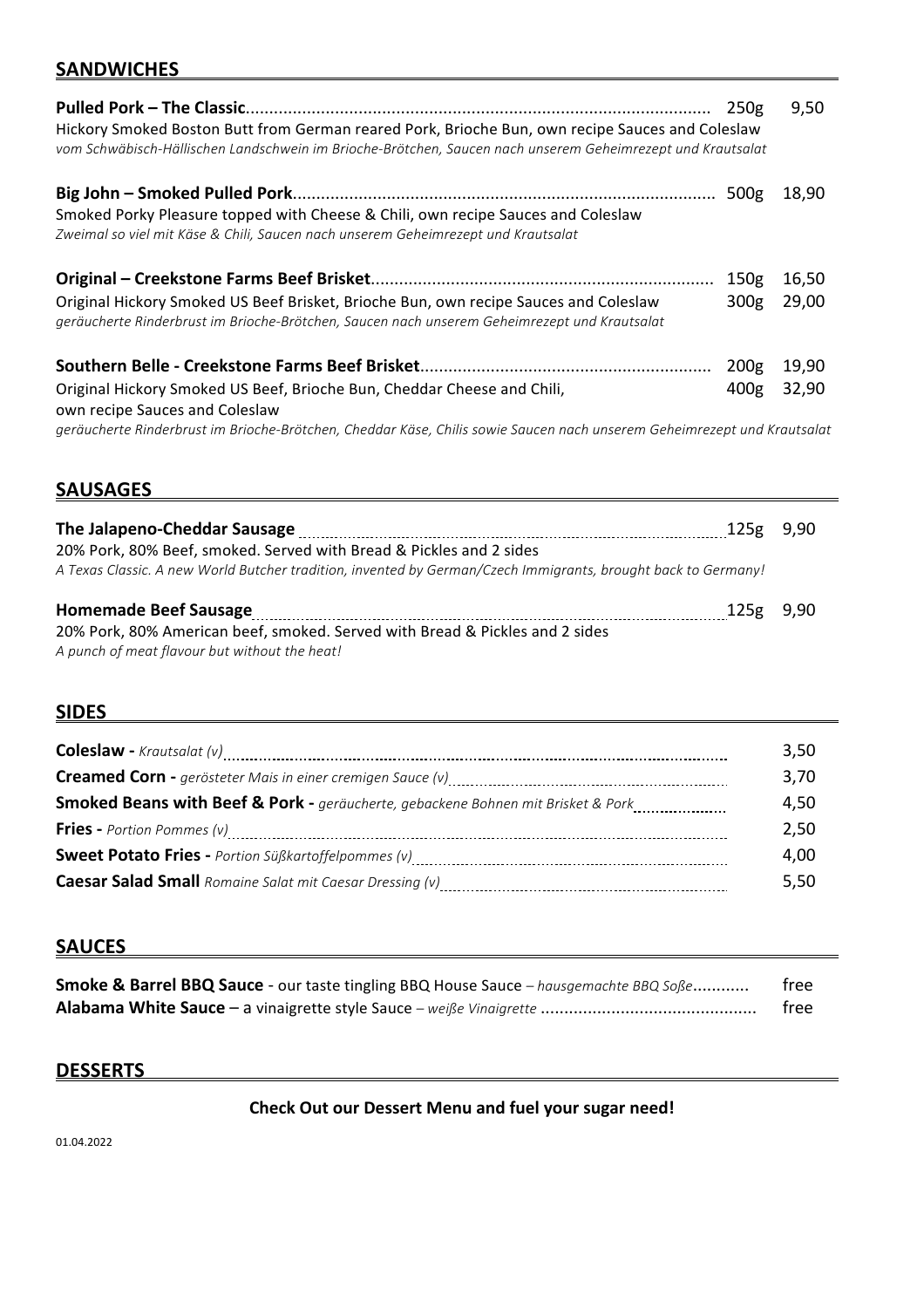## SANDWICHES

| | | |
|---|---|---|
| **Pulled Pork – The Classic** | 250g | 9,50 |
| Hickory Smoked Boston Butt from German reared Pork, Brioche Bun, own recipe Sauces and Coleslaw<br>*vom Schwäbisch-Hällischen Landschwein im Brioche-Brötchen, Saucen nach unserem Geheimrezept und Krautsalat* | | |
| **Big John – Smoked Pulled Pork** | 500g | 18,90 |
| Smoked Porky Pleasure topped with Cheese & Chili, own recipe Sauces and Coleslaw<br>*Zweimal so viel mit Käse & Chili, Saucen nach unserem Geheimrezept und Krautsalat* | | |
| **Original – Creekstone Farms Beef Brisket** | 150g | 16,50 |
| Original Hickory Smoked US Beef Brisket, Brioche Bun, own recipe Sauces and Coleslaw<br>*geräucherte Rinderbrust im Brioche-Brötchen, Saucen nach unserem Geheimrezept und Krautsalat* | 300g | 29,00 |
| **Southern Belle - Creekstone Farms Beef Brisket** | 200g | 19,90 |
| Original Hickory Smoked US Beef, Brioche Bun, Cheddar Cheese and Chili, own recipe Sauces and Coleslaw<br>*geräucherte Rinderbrust im Brioche-Brötchen, Cheddar Käse, Chilis sowie Saucen nach unserem Geheimrezept und Krautsalat* | 400g | 32,90 |

## SAUSAGES

| | | |
|---|---|---|
| **The Jalapeno-Cheddar Sausage** | 125g | 9,90 |
| 20% Pork, 80% Beef, smoked. Served with Bread & Pickles and 2 sides<br>*A Texas Classic. A new World Butcher tradition, invented by German/Czech Immigrants, brought back to Germany!* | | |
| **Homemade Beef Sausage** | 125g | 9,90 |
| 20% Pork, 80% American beef, smoked. Served with Bread & Pickles and 2 sides<br>*A punch of meat flavour but without the heat!* | | |

## SIDES

| | |
|---|---|
| **Coleslaw -** *Krautsalat (v)* | 3,50 |
| **Creamed Corn -** *gerösteter Mais in einer cremigen Sauce (v)* | 3,70 |
| **Smoked Beans with Beef & Pork -** *geräucherte, gebackene Bohnen mit Brisket & Pork* | 4,50 |
| **Fries -** *Portion Pommes (v)* | 2,50 |
| **Sweet Potato Fries -** *Portion Süßkartoffelpommes (v)* | 4,00 |
| **Caesar Salad Small** *Romaine Salat mit Caesar Dressing (v)* | 5,50 |

## SAUCES

| | |
|---|---|
| **Smoke & Barrel BBQ Sauce** - our taste tingling BBQ House Sauce – *hausgemachte BBQ Soße* | free |
| **Alabama White Sauce** – a vinaigrette style Sauce – *weiße Vinaigrette* | free |

## DESSERTS

**Check Out our Dessert Menu and fuel your sugar need!**

01.04.2022